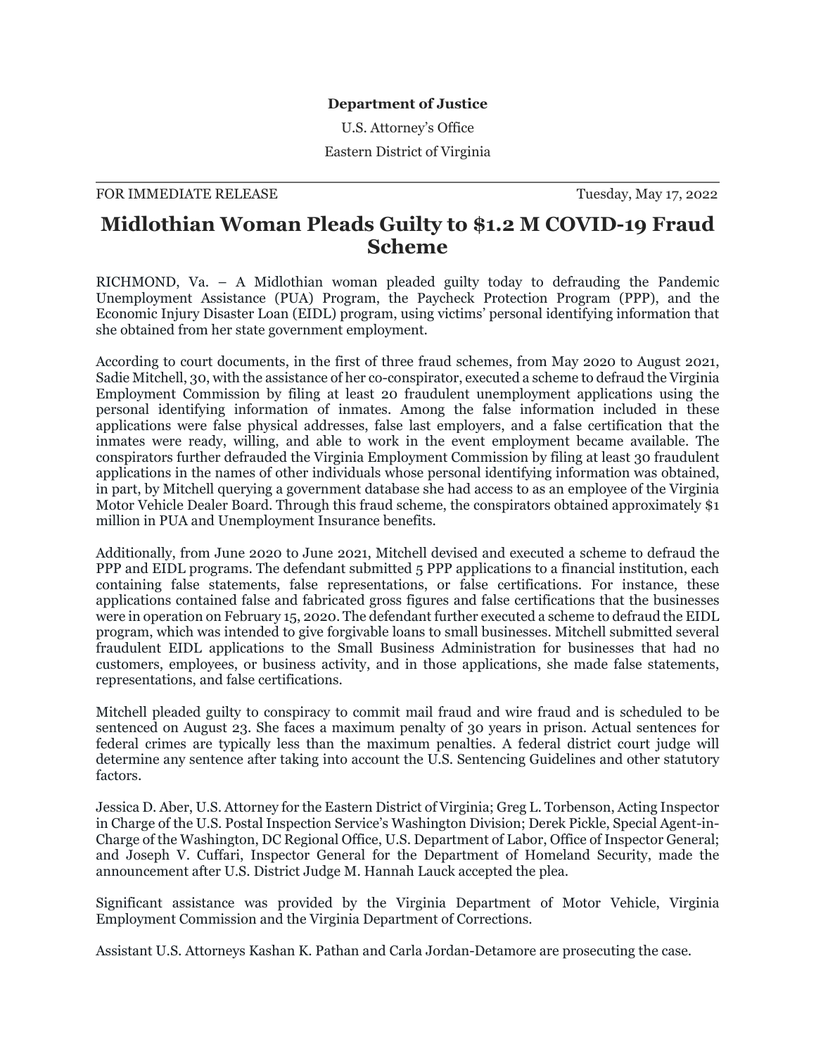**Department of Justice**

U.S. Attorney's Office

Eastern District of Virginia

FOR IMMEDIATE RELEASE Tuesday, May 17, 2022

# Midlothian Woman Pleads Guilty to $1.2 M COVID-19 Fraud Scheme

RICHMOND, Va. – A Midlothian woman pleaded guilty today to defrauding the Pandemic Unemployment Assistance (PUA) Program, the Paycheck Protection Program (PPP), and the Economic Injury Disaster Loan (EIDL) program, using victims' personal identifying information that she obtained from her state government employment.

According to court documents, in the first of three fraud schemes, from May 2020 to August 2021, Sadie Mitchell, 30, with the assistance of her co-conspirator, executed a scheme to defraud the Virginia Employment Commission by filing at least 20 fraudulent unemployment applications using the personal identifying information of inmates. Among the false information included in these applications were false physical addresses, false last employers, and a false certification that the inmates were ready, willing, and able to work in the event employment became available. The conspirators further defrauded the Virginia Employment Commission by filing at least 30 fraudulent applications in the names of other individuals whose personal identifying information was obtained, in part, by Mitchell querying a government database she had access to as an employee of the Virginia Motor Vehicle Dealer Board. Through this fraud scheme, the conspirators obtained approximately $1 million in PUA and Unemployment Insurance benefits.

Additionally, from June 2020 to June 2021, Mitchell devised and executed a scheme to defraud the PPP and EIDL programs. The defendant submitted 5 PPP applications to a financial institution, each containing false statements, false representations, or false certifications. For instance, these applications contained false and fabricated gross figures and false certifications that the businesses were in operation on February 15, 2020. The defendant further executed a scheme to defraud the EIDL program, which was intended to give forgivable loans to small businesses. Mitchell submitted several fraudulent EIDL applications to the Small Business Administration for businesses that had no customers, employees, or business activity, and in those applications, she made false statements, representations, and false certifications.

Mitchell pleaded guilty to conspiracy to commit mail fraud and wire fraud and is scheduled to be sentenced on August 23. She faces a maximum penalty of 30 years in prison. Actual sentences for federal crimes are typically less than the maximum penalties. A federal district court judge will determine any sentence after taking into account the U.S. Sentencing Guidelines and other statutory factors.

Jessica D. Aber, U.S. Attorney for the Eastern District of Virginia; Greg L. Torbenson, Acting Inspector in Charge of the U.S. Postal Inspection Service's Washington Division; Derek Pickle, Special Agent-in-Charge of the Washington, DC Regional Office, U.S. Department of Labor, Office of Inspector General; and Joseph V. Cuffari, Inspector General for the Department of Homeland Security, made the announcement after U.S. District Judge M. Hannah Lauck accepted the plea.

Significant assistance was provided by the Virginia Department of Motor Vehicle, Virginia Employment Commission and the Virginia Department of Corrections.

Assistant U.S. Attorneys Kashan K. Pathan and Carla Jordan-Detamore are prosecuting the case.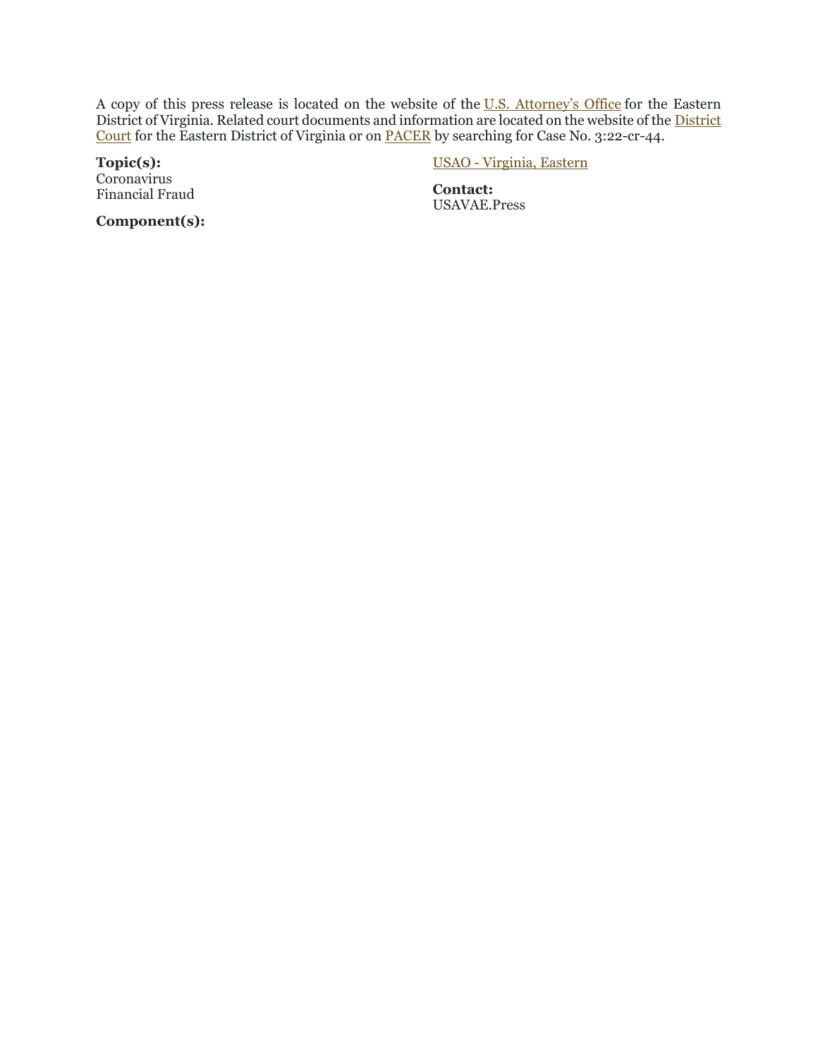A copy of this press release is located on the website of the U.S. Attorney's Office for the Eastern District of Virginia. Related court documents and information are located on the website of the District Court for the Eastern District of Virginia or on PACER by searching for Case No. 3:22-cr-44.

**Topic(s):**
Coronavirus
Financial Fraud

**Component(s):**
USAO - Virginia, Eastern

**Contact:**
USAVAE.Press